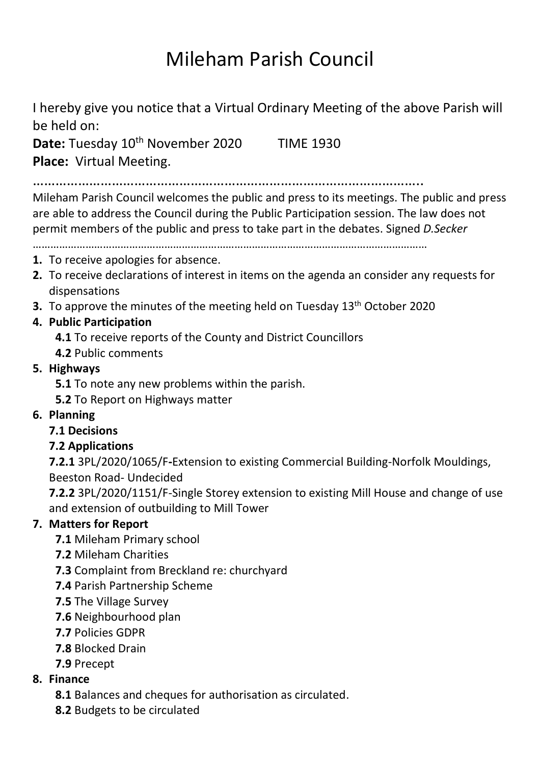# Mileham Parish Council

I hereby give you notice that a Virtual Ordinary Meeting of the above Parish will be held on:

**Date:** Tuesday 10th November 2020 TIME 1930

**Place:** Virtual Meeting.

**………………………………………………………………………………………..**

Mileham Parish Council welcomes the public and press to its meetings. The public and press are able to address the Council during the Public Participation session. The law does not permit members of the public and press to take part in the debates. Signed *D.Secker*

……………………………………………………………………………………………………………………

1. To receive apologies for absence.
2. To receive declarations of interest in items on the agenda an consider any requests for dispensations
3. To approve the minutes of the meeting held on Tuesday 13th October 2020
4. **Public Participation**
   - **4.1** To receive reports of the County and District Councillors
   - **4.2** Public comments
5. **Highways**
   - **5.1** To note any new problems within the parish.
   - **5.2** To Report on Highways matter
6. **Planning**
   - **7.1 Decisions**
   - **7.2 Applications**

     **7.2.1** 3PL/2020/1065/F**-**Extension to existing Commercial Building-Norfolk Mouldings, Beeston Road- Undecided

     **7.2.2** 3PL/2020/1151/F-Single Storey extension to existing Mill House and change of use and extension of outbuilding to Mill Tower
7. **Matters for Report**
   - **7.1** Mileham Primary school
   - **7.2** Mileham Charities
   - **7.3** Complaint from Breckland re: churchyard
   - **7.4** Parish Partnership Scheme
   - **7.5** The Village Survey
   - **7.6** Neighbourhood plan
   - **7.7** Policies GDPR
   - **7.8** Blocked Drain
   - **7.9** Precept
8. **Finance**
   - **8.1** Balances and cheques for authorisation as circulated.
   - **8.2** Budgets to be circulated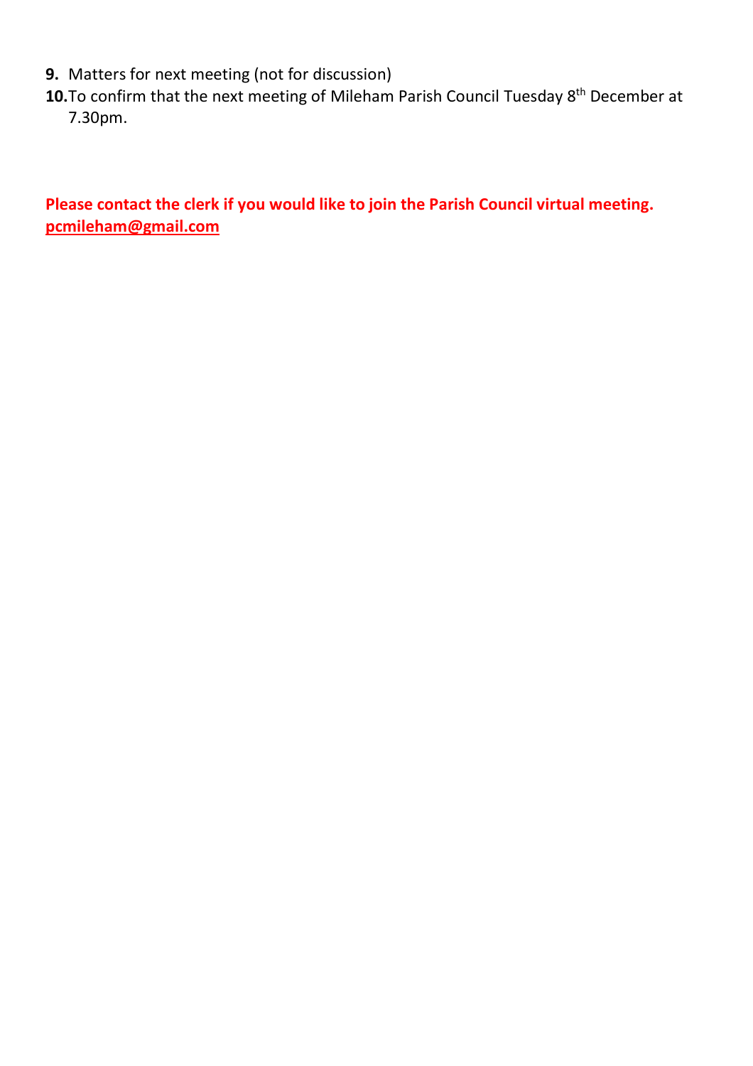**9.** Matters for next meeting (not for discussion)

**10.** To confirm that the next meeting of Mileham Parish Council Tuesday 8th December at 7.30pm.

**Please contact the clerk if you would like to join the Parish Council virtual meeting.**
**pcmileham@gmail.com**